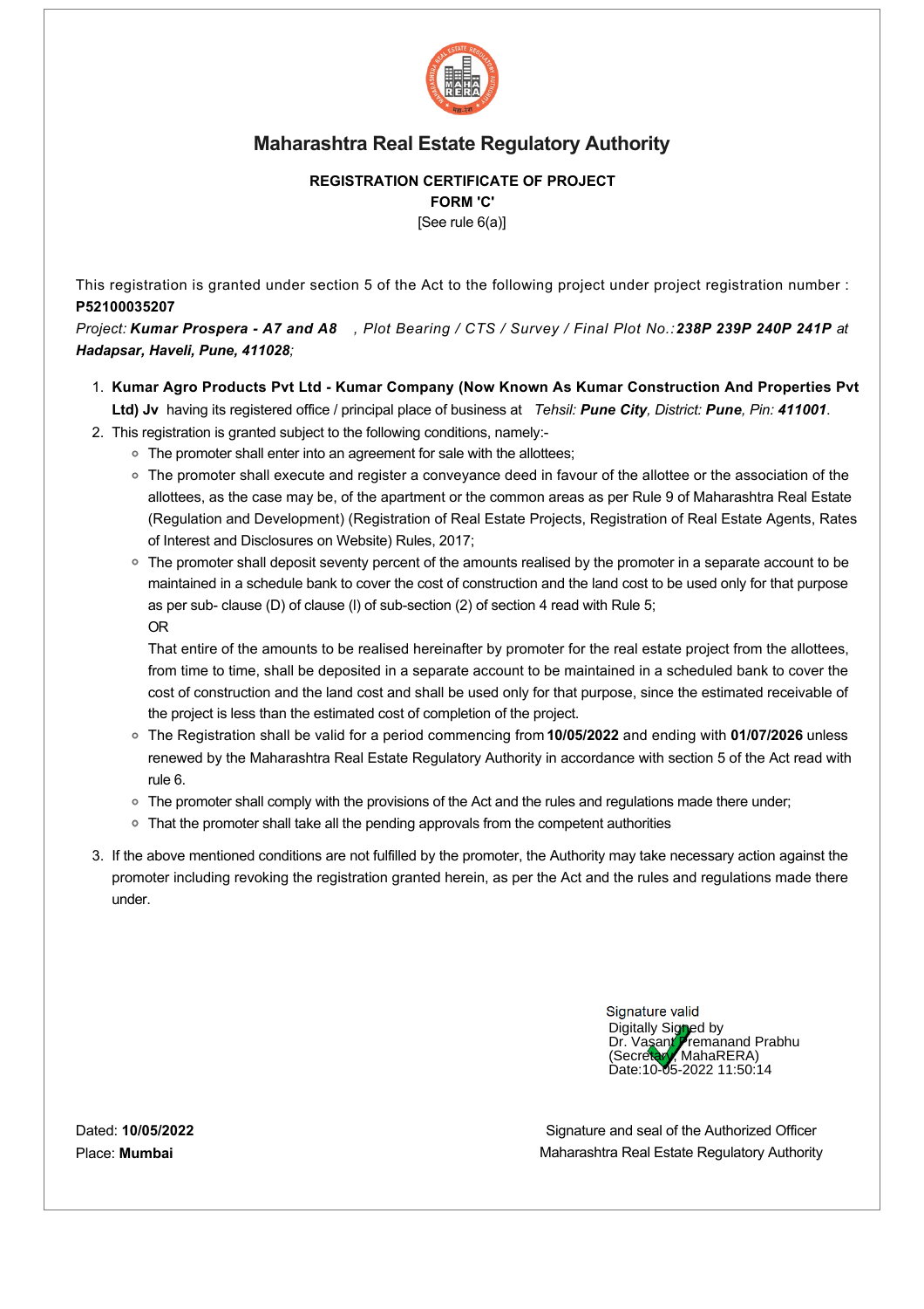# Maharashtra Real Estate Regulatory Authority

**REGISTRATION CERTIFICATE OF PROJECT**

**FORM 'C'**

[See rule 6(a)]

This registration is granted under section 5 of the Act to the following project under project registration number : **P52100035207**

*Project: **Kumar Prospera - A7 and A8** , Plot Bearing / CTS / Survey / Final Plot No.:**238P 239P 240P 241P** at **Hadapsar, Haveli, Pune, 411028**;*

1. **Kumar Agro Products Pvt Ltd - Kumar Company (Now Known As Kumar Construction And Properties Pvt Ltd) Jv** having its registered office / principal place of business at *Tehsil: **Pune City**, District: **Pune**, Pin: **411001***.
2. This registration is granted subject to the following conditions, namely:-
   - The promoter shall enter into an agreement for sale with the allottees;
   - The promoter shall execute and register a conveyance deed in favour of the allottee or the association of the allottees, as the case may be, of the apartment or the common areas as per Rule 9 of Maharashtra Real Estate (Regulation and Development) (Registration of Real Estate Projects, Registration of Real Estate Agents, Rates of Interest and Disclosures on Website) Rules, 2017;
   - The promoter shall deposit seventy percent of the amounts realised by the promoter in a separate account to be maintained in a schedule bank to cover the cost of construction and the land cost to be used only for that purpose as per sub- clause (D) of clause (l) of sub-section (2) of section 4 read with Rule 5;

     OR

     That entire of the amounts to be realised hereinafter by promoter for the real estate project from the allottees, from time to time, shall be deposited in a separate account to be maintained in a scheduled bank to cover the cost of construction and the land cost and shall be used only for that purpose, since the estimated receivable of the project is less than the estimated cost of completion of the project.
   - The Registration shall be valid for a period commencing from **10/05/2022** and ending with **01/07/2026** unless renewed by the Maharashtra Real Estate Regulatory Authority in accordance with section 5 of the Act read with rule 6.
   - The promoter shall comply with the provisions of the Act and the rules and regulations made there under;
   - That the promoter shall take all the pending approvals from the competent authorities
3. If the above mentioned conditions are not fulfilled by the promoter, the Authority may take necessary action against the promoter including revoking the registration granted herein, as per the Act and the rules and regulations made there under.

Signature valid
Digitally Signed by
Dr. Vasant Premanand Prabhu
(Secretary, MahaRERA)
Date:10-05-2022 11:50:14

Dated: **10/05/2022**
Place: **Mumbai**

Signature and seal of the Authorized Officer
Maharashtra Real Estate Regulatory Authority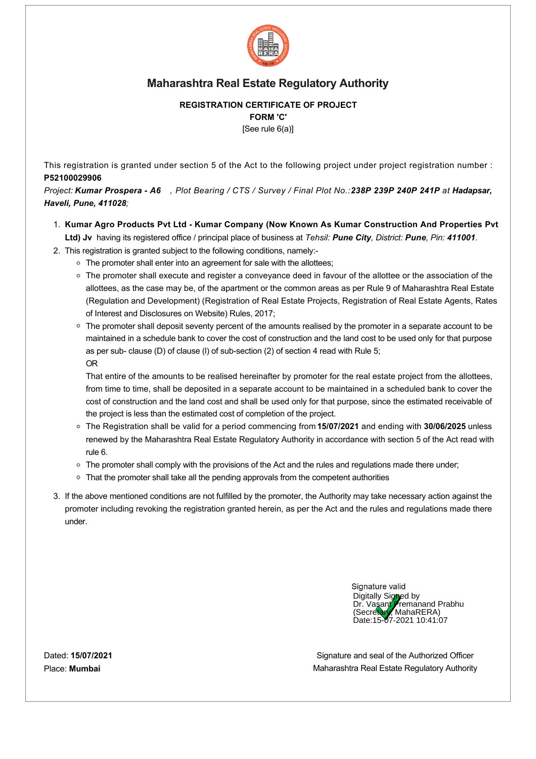# Maharashtra Real Estate Regulatory Authority

**REGISTRATION CERTIFICATE OF PROJECT**
**FORM 'C'**
[See rule 6(a)]

This registration is granted under section 5 of the Act to the following project under project registration number : **P52100029906**

*Project: **Kumar Prospera - A6** , Plot Bearing / CTS / Survey / Final Plot No.:**238P 239P 240P 241P** at **Hadapsar, Haveli, Pune, 411028**;*

1. **Kumar Agro Products Pvt Ltd - Kumar Company (Now Known As Kumar Construction And Properties Pvt Ltd) Jv** having its registered office / principal place of business at *Tehsil: **Pune City**, District: **Pune**, Pin: **411001***.
2. This registration is granted subject to the following conditions, namely:-
   - The promoter shall enter into an agreement for sale with the allottees;
   - The promoter shall execute and register a conveyance deed in favour of the allottee or the association of the allottees, as the case may be, of the apartment or the common areas as per Rule 9 of Maharashtra Real Estate (Regulation and Development) (Registration of Real Estate Projects, Registration of Real Estate Agents, Rates of Interest and Disclosures on Website) Rules, 2017;
   - The promoter shall deposit seventy percent of the amounts realised by the promoter in a separate account to be maintained in a schedule bank to cover the cost of construction and the land cost to be used only for that purpose as per sub- clause (D) of clause (l) of sub-section (2) of section 4 read with Rule 5;
     OR
     That entire of the amounts to be realised hereinafter by promoter for the real estate project from the allottees, from time to time, shall be deposited in a separate account to be maintained in a scheduled bank to cover the cost of construction and the land cost and shall be used only for that purpose, since the estimated receivable of the project is less than the estimated cost of completion of the project.
   - The Registration shall be valid for a period commencing from **15/07/2021** and ending with **30/06/2025** unless renewed by the Maharashtra Real Estate Regulatory Authority in accordance with section 5 of the Act read with rule 6.
   - The promoter shall comply with the provisions of the Act and the rules and regulations made there under;
   - That the promoter shall take all the pending approvals from the competent authorities
3. If the above mentioned conditions are not fulfilled by the promoter, the Authority may take necessary action against the promoter including revoking the registration granted herein, as per the Act and the rules and regulations made there under.

Signature valid
Digitally Signed by
Dr. Vasant Premanand Prabhu
(Secretary, MahaRERA)
Date:15-07-2021 10:41:07

Dated: **15/07/2021**
Place: **Mumbai**

Signature and seal of the Authorized Officer
Maharashtra Real Estate Regulatory Authority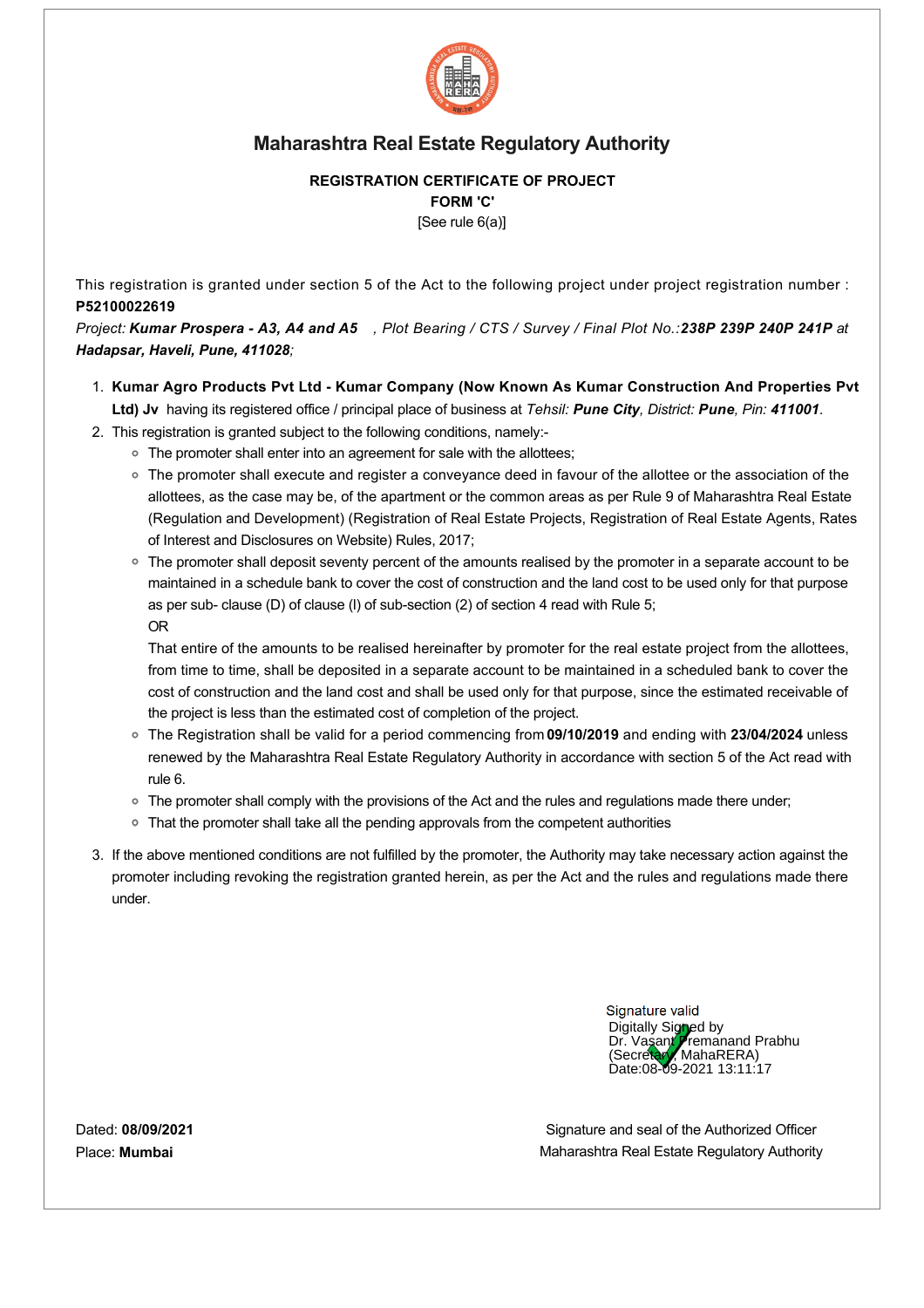# Maharashtra Real Estate Regulatory Authority

**REGISTRATION CERTIFICATE OF PROJECT**

**FORM 'C'**

[See rule 6(a)]

This registration is granted under section 5 of the Act to the following project under project registration number : **P52100022619**

*Project:* ***Kumar Prospera - A3, A4 and A5*** *, Plot Bearing / CTS / Survey / Final Plot No.:**238P 239P 240P 241P** at* ***Hadapsar, Haveli, Pune, 411028****;*

1. **Kumar Agro Products Pvt Ltd - Kumar Company (Now Known As Kumar Construction And Properties Pvt Ltd) Jv** having its registered office / principal place of business at *Tehsil:* ***Pune City****, District:* ***Pune****, Pin:* ***411001****.*
2. This registration is granted subject to the following conditions, namely:-
   - The promoter shall enter into an agreement for sale with the allottees;
   - The promoter shall execute and register a conveyance deed in favour of the allottee or the association of the allottees, as the case may be, of the apartment or the common areas as per Rule 9 of Maharashtra Real Estate (Regulation and Development) (Registration of Real Estate Projects, Registration of Real Estate Agents, Rates of Interest and Disclosures on Website) Rules, 2017;
   - The promoter shall deposit seventy percent of the amounts realised by the promoter in a separate account to be maintained in a schedule bank to cover the cost of construction and the land cost to be used only for that purpose as per sub- clause (D) of clause (l) of sub-section (2) of section 4 read with Rule 5;

     OR

     That entire of the amounts to be realised hereinafter by promoter for the real estate project from the allottees, from time to time, shall be deposited in a separate account to be maintained in a scheduled bank to cover the cost of construction and the land cost and shall be used only for that purpose, since the estimated receivable of the project is less than the estimated cost of completion of the project.
   - The Registration shall be valid for a period commencing from **09/10/2019** and ending with **23/04/2024** unless renewed by the Maharashtra Real Estate Regulatory Authority in accordance with section 5 of the Act read with rule 6.
   - The promoter shall comply with the provisions of the Act and the rules and regulations made there under;
   - That the promoter shall take all the pending approvals from the competent authorities
3. If the above mentioned conditions are not fulfilled by the promoter, the Authority may take necessary action against the promoter including revoking the registration granted herein, as per the Act and the rules and regulations made there under.

Signature valid
Digitally Signed by
Dr. Vasant Premanand Prabhu
(Secretary, MahaRERA)
Date:08-09-2021 13:11:17

Dated: **08/09/2021**
Place: **Mumbai**

Signature and seal of the Authorized Officer
Maharashtra Real Estate Regulatory Authority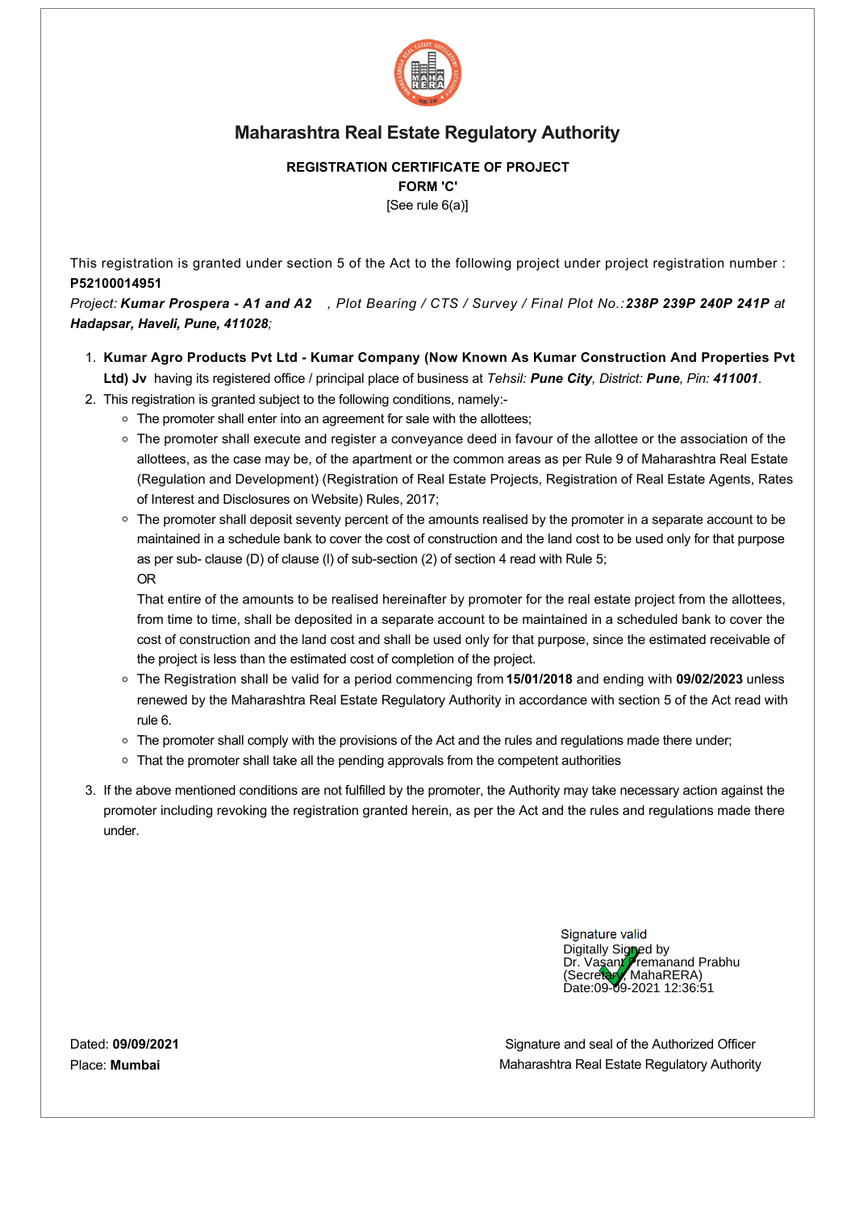## Maharashtra Real Estate Regulatory Authority

**REGISTRATION CERTIFICATE OF PROJECT**
**FORM 'C'**
[See rule 6(a)]

This registration is granted under section 5 of the Act to the following project under project registration number : **P52100014951**

*Project:* ***Kumar Prospera - A1 and A2*** *, Plot Bearing / CTS / Survey / Final Plot No.:* ***238P 239P 240P 241P*** *at* ***Hadapsar, Haveli, Pune, 411028****;*

1. **Kumar Agro Products Pvt Ltd - Kumar Company (Now Known As Kumar Construction And Properties Pvt Ltd) Jv** having its registered office / principal place of business at *Tehsil:* ***Pune City****, District:* ***Pune****, Pin:* ***411001****.*
2. This registration is granted subject to the following conditions, namely:-
   - The promoter shall enter into an agreement for sale with the allottees;
   - The promoter shall execute and register a conveyance deed in favour of the allottee or the association of the allottees, as the case may be, of the apartment or the common areas as per Rule 9 of Maharashtra Real Estate (Regulation and Development) (Registration of Real Estate Projects, Registration of Real Estate Agents, Rates of Interest and Disclosures on Website) Rules, 2017;
   - The promoter shall deposit seventy percent of the amounts realised by the promoter in a separate account to be maintained in a schedule bank to cover the cost of construction and the land cost to be used only for that purpose as per sub- clause (D) of clause (l) of sub-section (2) of section 4 read with Rule 5;
     OR
     That entire of the amounts to be realised hereinafter by promoter for the real estate project from the allottees, from time to time, shall be deposited in a separate account to be maintained in a scheduled bank to cover the cost of construction and the land cost and shall be used only for that purpose, since the estimated receivable of the project is less than the estimated cost of completion of the project.
   - The Registration shall be valid for a period commencing from **15/01/2018** and ending with **09/02/2023** unless renewed by the Maharashtra Real Estate Regulatory Authority in accordance with section 5 of the Act read with rule 6.
   - The promoter shall comply with the provisions of the Act and the rules and regulations made there under;
   - That the promoter shall take all the pending approvals from the competent authorities
3. If the above mentioned conditions are not fulfilled by the promoter, the Authority may take necessary action against the promoter including revoking the registration granted herein, as per the Act and the rules and regulations made there under.

Signature valid
Digitally Signed by
Dr. Vasant Premanand Prabhu
(Secretary, MahaRERA)
Date:09-09-2021 12:36:51

Dated: **09/09/2021**
Place: **Mumbai**

Signature and seal of the Authorized Officer
Maharashtra Real Estate Regulatory Authority